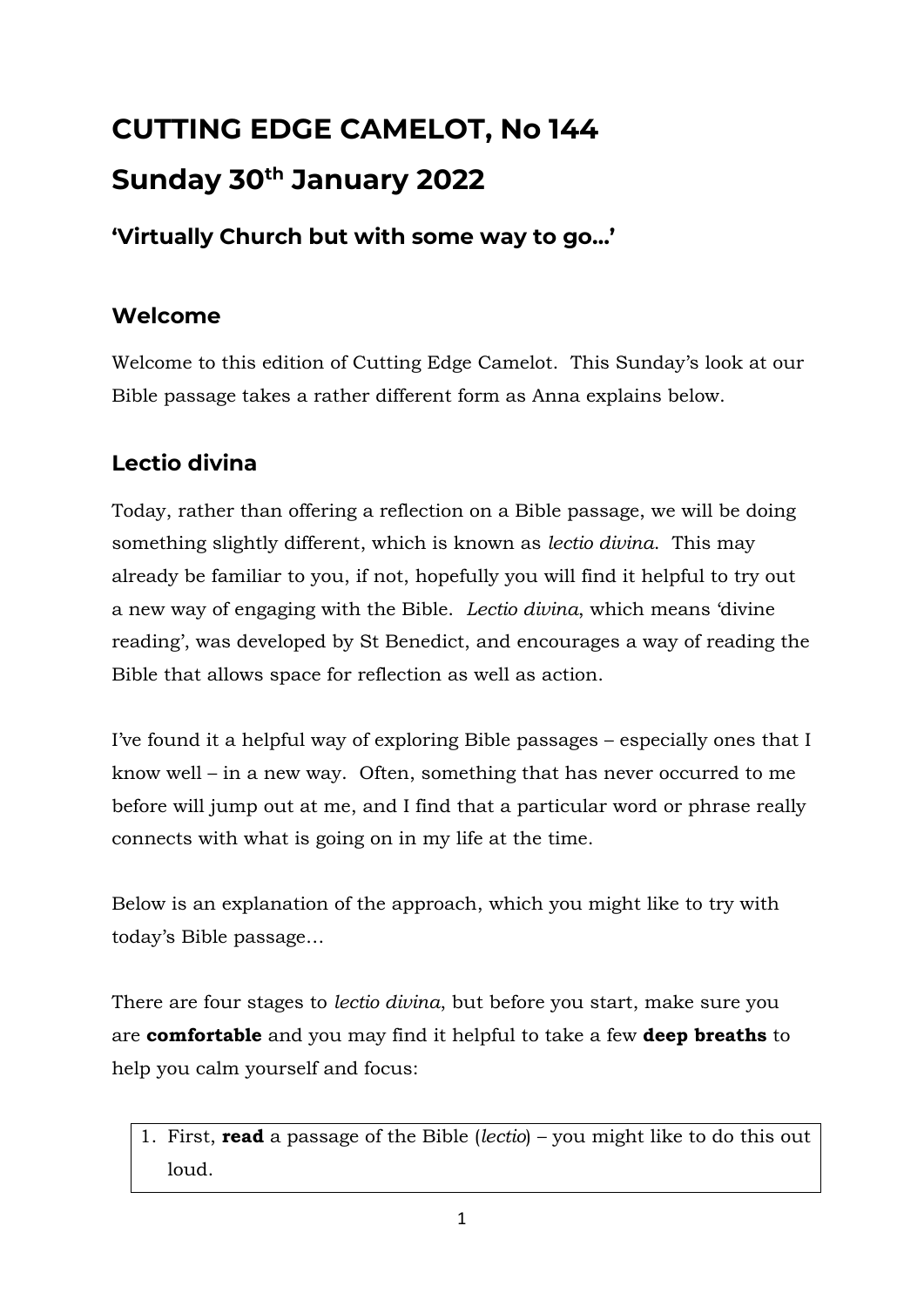# CUTTING EDGE CAMELOT, No 144

# Sunday 30th January 2022

### 'Virtually Church but with some way to go…'

## Welcome

Welcome to this edition of Cutting Edge Camelot. This Sunday's look at our Bible passage takes a rather different form as Anna explains below.

## Lectio divina

Today, rather than offering a reflection on a Bible passage, we will be doing something slightly different, which is known as *lectio divina*. This may already be familiar to you, if not, hopefully you will find it helpful to try out a new way of engaging with the Bible. *Lectio divina*, which means 'divine reading', was developed by St Benedict, and encourages a way of reading the Bible that allows space for reflection as well as action.

I've found it a helpful way of exploring Bible passages – especially ones that I know well – in a new way. Often, something that has never occurred to me before will jump out at me, and I find that a particular word or phrase really connects with what is going on in my life at the time.

Below is an explanation of the approach, which you might like to try with today's Bible passage…

There are four stages to *lectio divina*, but before you start, make sure you are **comfortable** and you may find it helpful to take a few **deep breaths** to help you calm yourself and focus:

1. First, **read** a passage of the Bible (*lectio*) – you might like to do this out loud.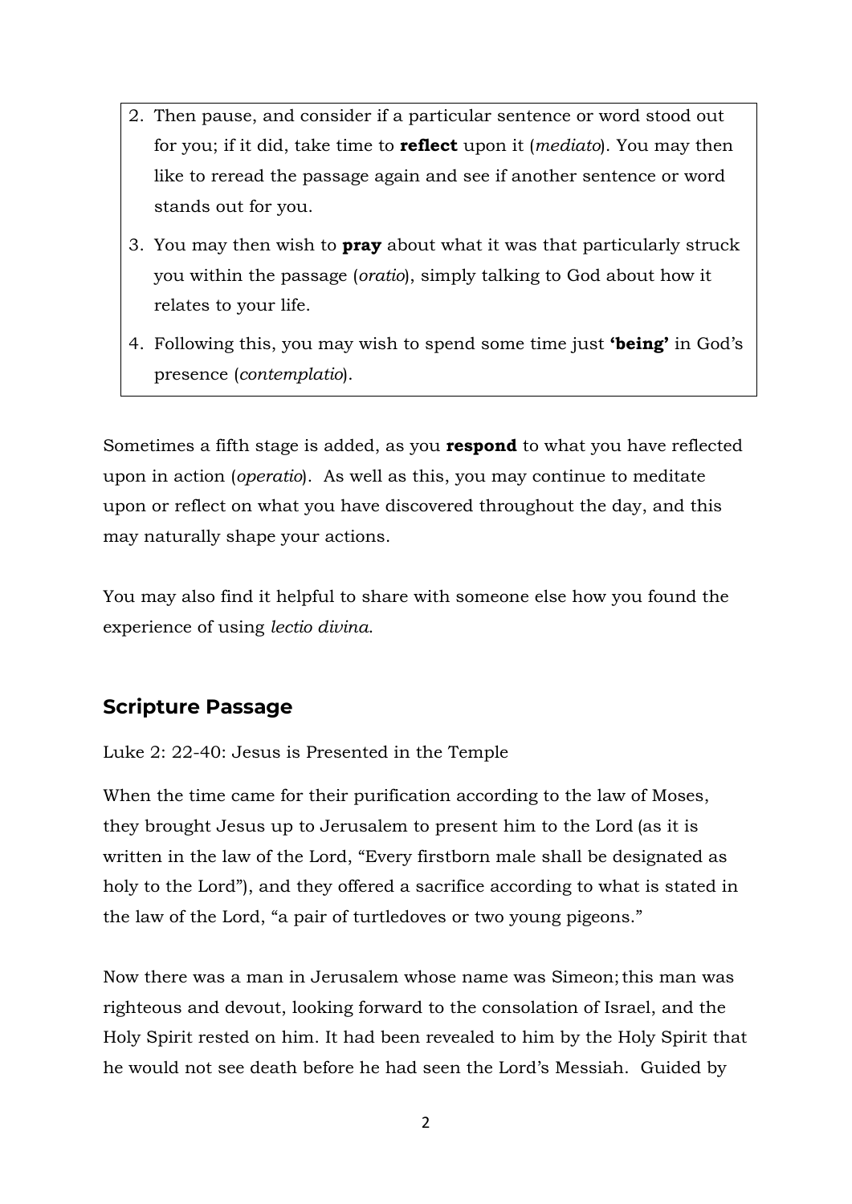2. Then pause, and consider if a particular sentence or word stood out for you; if it did, take time to **reflect** upon it (*mediato*). You may then like to reread the passage again and see if another sentence or word stands out for you.
3. You may then wish to **pray** about what it was that particularly struck you within the passage (*oratio*), simply talking to God about how it relates to your life.
4. Following this, you may wish to spend some time just **'being'** in God's presence (*contemplatio*).

Sometimes a fifth stage is added, as you **respond** to what you have reflected upon in action (*operatio*). As well as this, you may continue to meditate upon or reflect on what you have discovered throughout the day, and this may naturally shape your actions.

You may also find it helpful to share with someone else how you found the experience of using *lectio divina*.

## Scripture Passage

Luke 2: 22-40: Jesus is Presented in the Temple

When the time came for their purification according to the law of Moses, they brought Jesus up to Jerusalem to present him to the Lord (as it is written in the law of the Lord, "Every firstborn male shall be designated as holy to the Lord"), and they offered a sacrifice according to what is stated in the law of the Lord, "a pair of turtledoves or two young pigeons."

Now there was a man in Jerusalem whose name was Simeon; this man was righteous and devout, looking forward to the consolation of Israel, and the Holy Spirit rested on him. It had been revealed to him by the Holy Spirit that he would not see death before he had seen the Lord's Messiah. Guided by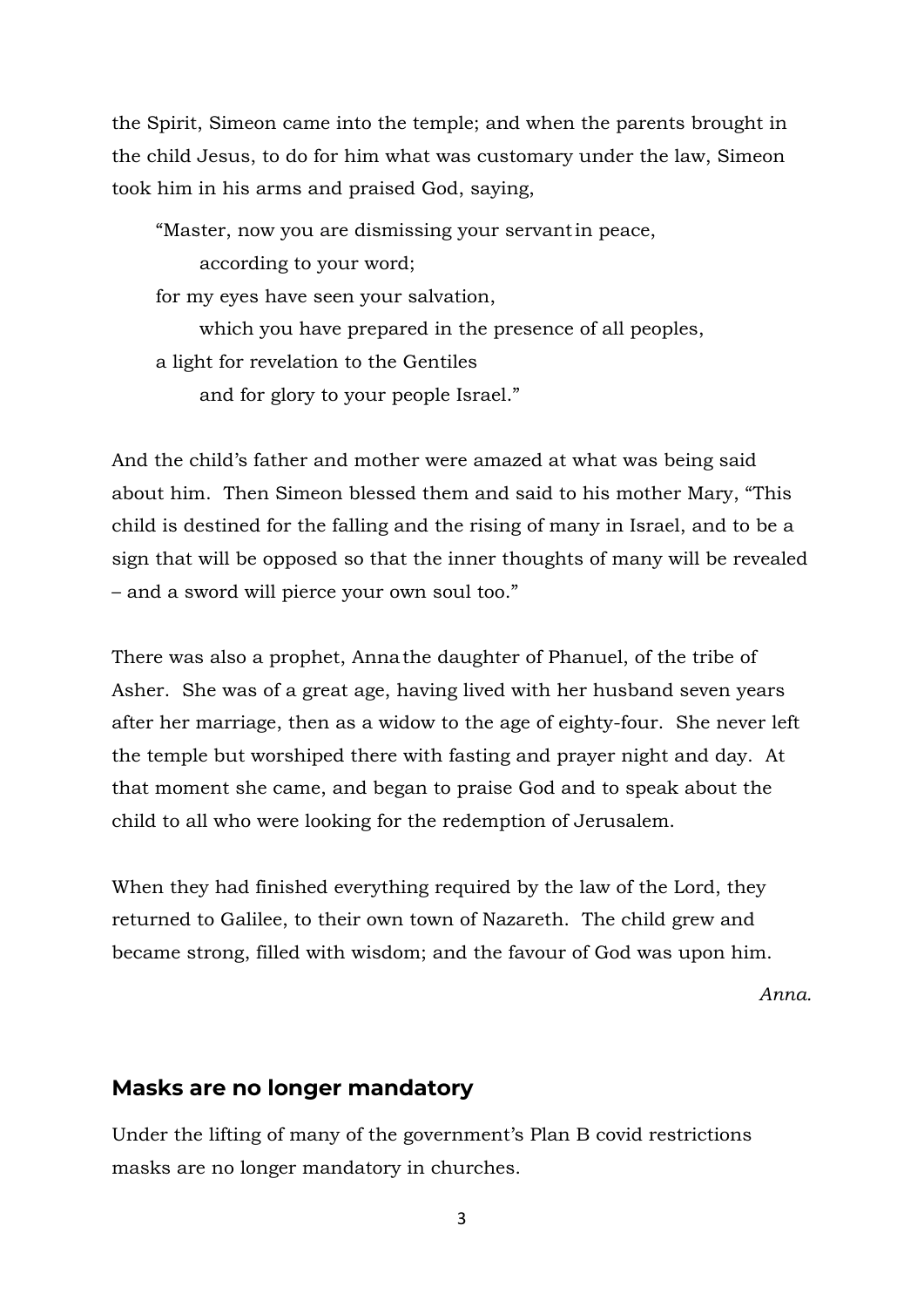the Spirit, Simeon came into the temple; and when the parents brought in the child Jesus, to do for him what was customary under the law, Simeon took him in his arms and praised God, saying,

> "Master, now you are dismissing your servant in peace,
> according to your word;
> for my eyes have seen your salvation,
> which you have prepared in the presence of all peoples,
> a light for revelation to the Gentiles
> and for glory to your people Israel."

And the child's father and mother were amazed at what was being said about him. Then Simeon blessed them and said to his mother Mary, "This child is destined for the falling and the rising of many in Israel, and to be a sign that will be opposed so that the inner thoughts of many will be revealed – and a sword will pierce your own soul too."

There was also a prophet, Anna the daughter of Phanuel, of the tribe of Asher. She was of a great age, having lived with her husband seven years after her marriage, then as a widow to the age of eighty-four. She never left the temple but worshiped there with fasting and prayer night and day. At that moment she came, and began to praise God and to speak about the child to all who were looking for the redemption of Jerusalem.

When they had finished everything required by the law of the Lord, they returned to Galilee, to their own town of Nazareth. The child grew and became strong, filled with wisdom; and the favour of God was upon him.

*Anna.*

## Masks are no longer mandatory

Under the lifting of many of the government's Plan B covid restrictions masks are no longer mandatory in churches.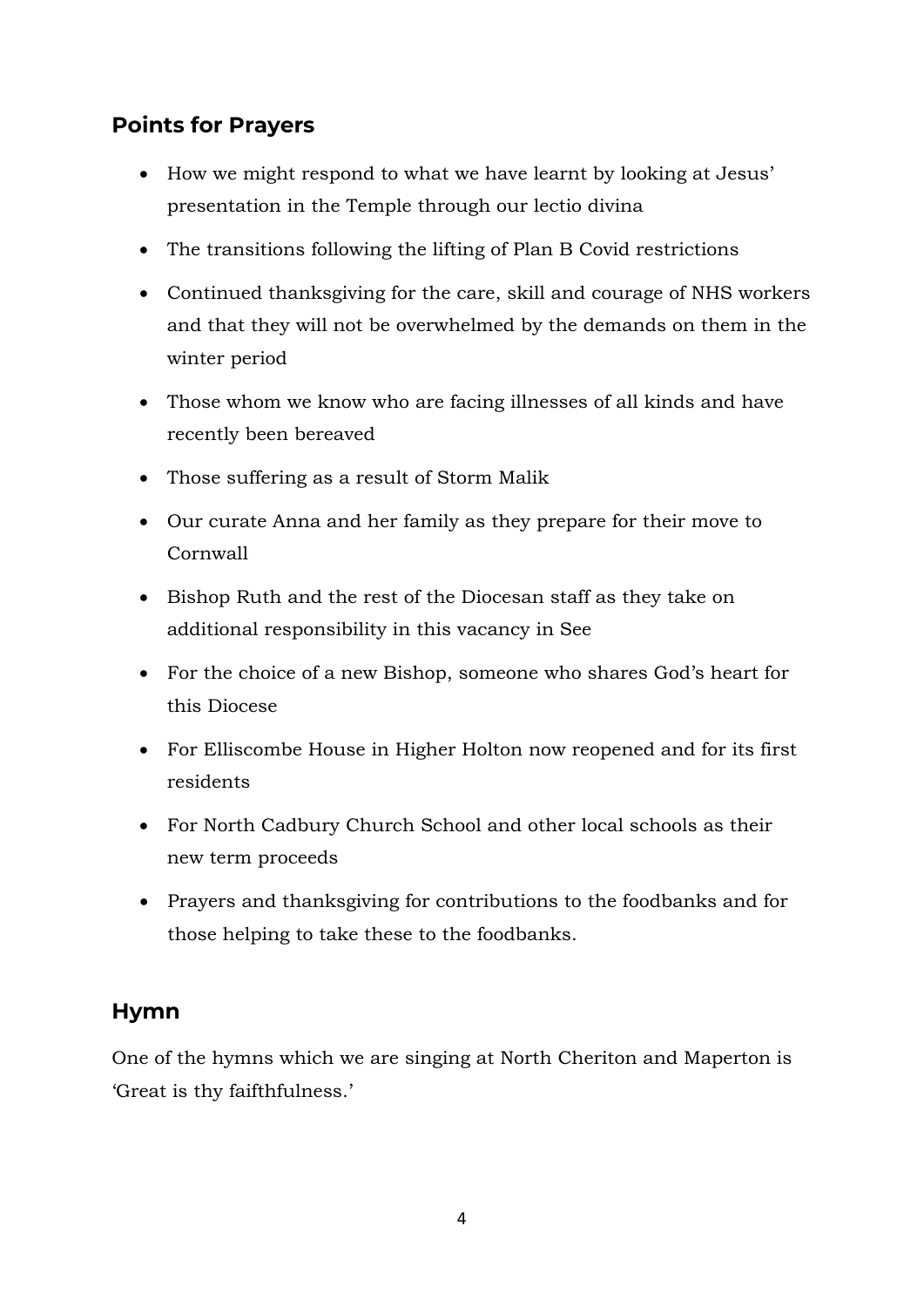## Points for Prayers

- How we might respond to what we have learnt by looking at Jesus' presentation in the Temple through our lectio divina
- The transitions following the lifting of Plan B Covid restrictions
- Continued thanksgiving for the care, skill and courage of NHS workers and that they will not be overwhelmed by the demands on them in the winter period
- Those whom we know who are facing illnesses of all kinds and have recently been bereaved
- Those suffering as a result of Storm Malik
- Our curate Anna and her family as they prepare for their move to Cornwall
- Bishop Ruth and the rest of the Diocesan staff as they take on additional responsibility in this vacancy in See
- For the choice of a new Bishop, someone who shares God's heart for this Diocese
- For Elliscombe House in Higher Holton now reopened and for its first residents
- For North Cadbury Church School and other local schools as their new term proceeds
- Prayers and thanksgiving for contributions to the foodbanks and for those helping to take these to the foodbanks.

## Hymn

One of the hymns which we are singing at North Cheriton and Maperton is 'Great is thy faifthfulness.'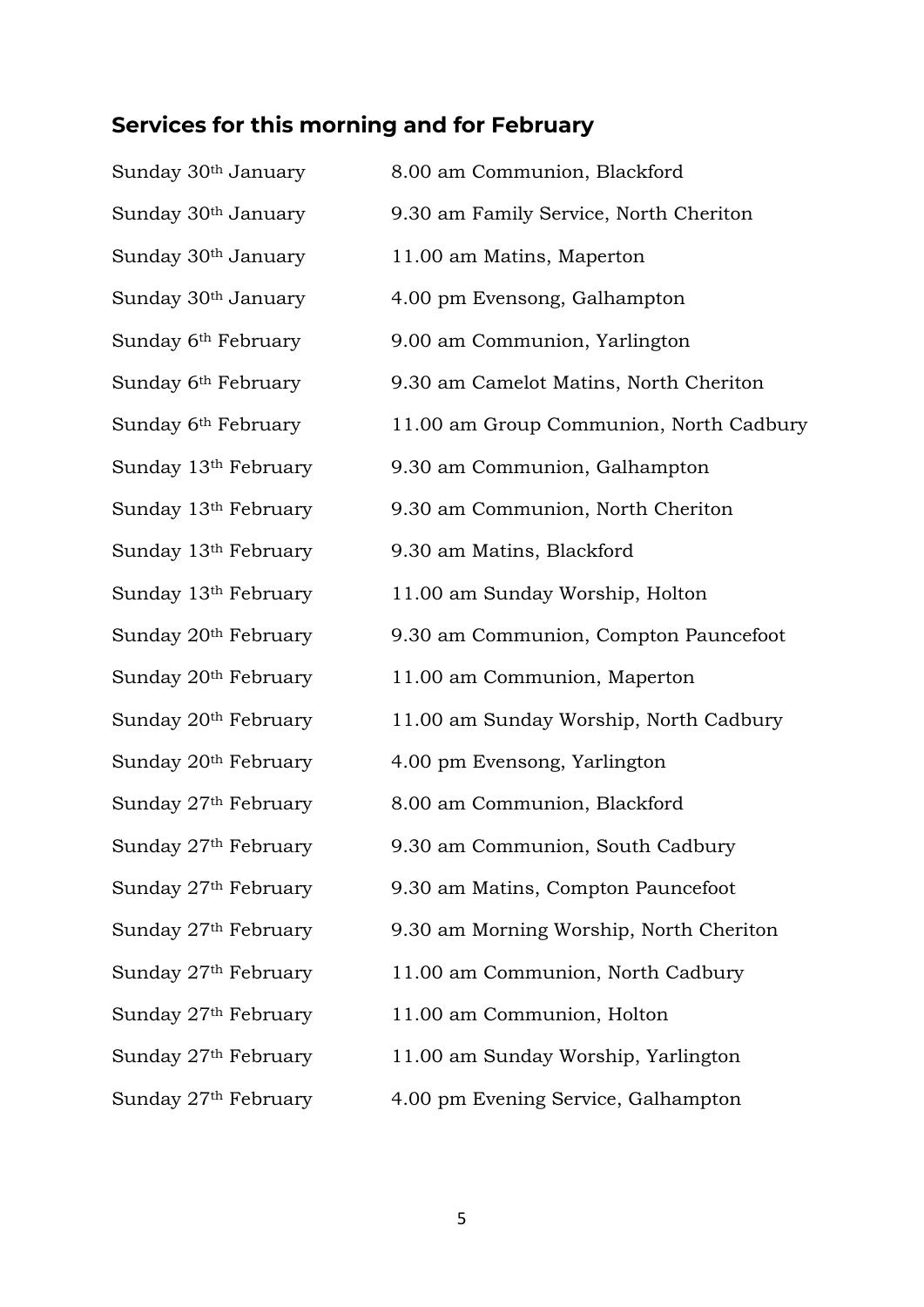## Services for this morning and for February

| | |
|---|---|
| Sunday 30th January | 8.00 am Communion, Blackford |
| Sunday 30th January | 9.30 am Family Service, North Cheriton |
| Sunday 30th January | 11.00 am Matins, Maperton |
| Sunday 30th January | 4.00 pm Evensong, Galhampton |
| Sunday 6th February | 9.00 am Communion, Yarlington |
| Sunday 6th February | 9.30 am Camelot Matins, North Cheriton |
| Sunday 6th February | 11.00 am Group Communion, North Cadbury |
| Sunday 13th February | 9.30 am Communion, Galhampton |
| Sunday 13th February | 9.30 am Communion, North Cheriton |
| Sunday 13th February | 9.30 am Matins, Blackford |
| Sunday 13th February | 11.00 am Sunday Worship, Holton |
| Sunday 20th February | 9.30 am Communion, Compton Pauncefoot |
| Sunday 20th February | 11.00 am Communion, Maperton |
| Sunday 20th February | 11.00 am Sunday Worship, North Cadbury |
| Sunday 20th February | 4.00 pm Evensong, Yarlington |
| Sunday 27th February | 8.00 am Communion, Blackford |
| Sunday 27th February | 9.30 am Communion, South Cadbury |
| Sunday 27th February | 9.30 am Matins, Compton Pauncefoot |
| Sunday 27th February | 9.30 am Morning Worship, North Cheriton |
| Sunday 27th February | 11.00 am Communion, North Cadbury |
| Sunday 27th February | 11.00 am Communion, Holton |
| Sunday 27th February | 11.00 am Sunday Worship, Yarlington |
| Sunday 27th February | 4.00 pm Evening Service, Galhampton |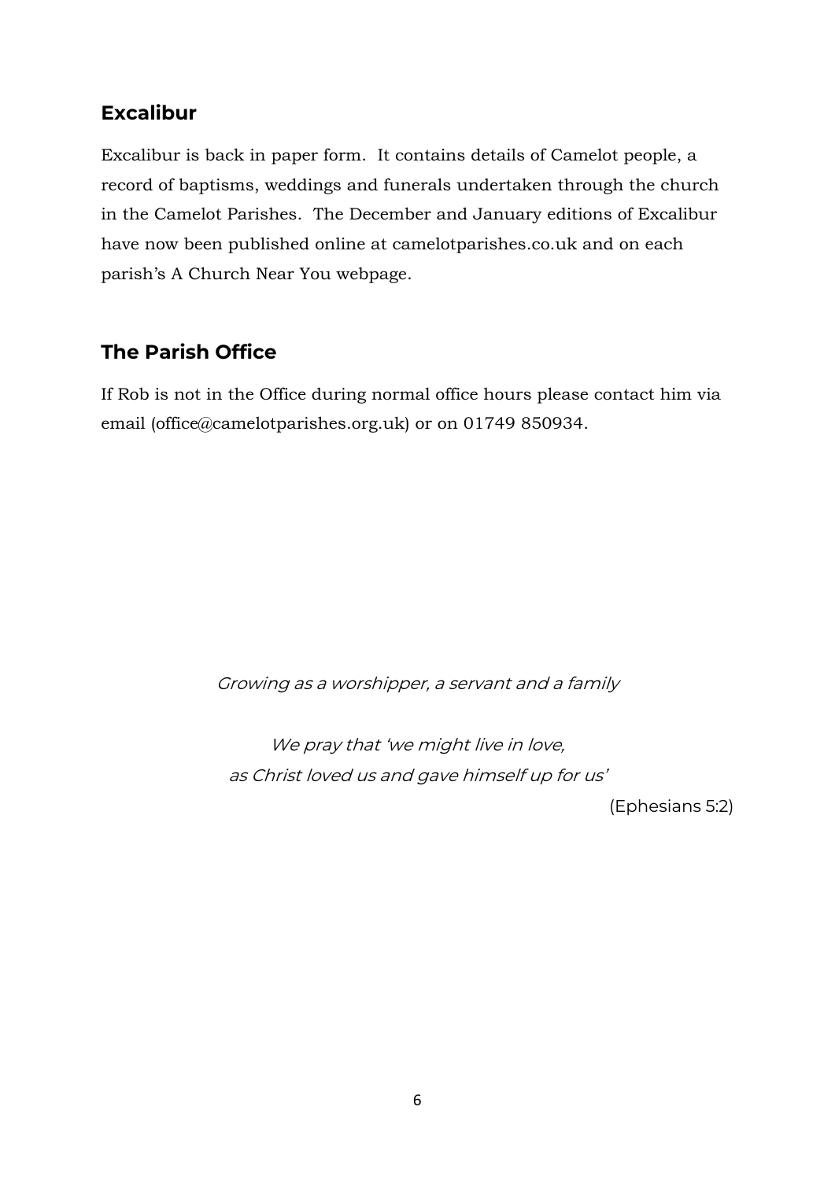## Excalibur

Excalibur is back in paper form. It contains details of Camelot people, a record of baptisms, weddings and funerals undertaken through the church in the Camelot Parishes. The December and January editions of Excalibur have now been published online at camelotparishes.co.uk and on each parish's A Church Near You webpage.

## The Parish Office

If Rob is not in the Office during normal office hours please contact him via email (office@camelotparishes.org.uk) or on 01749 850934.

*Growing as a worshipper, a servant and a family*

*We pray that 'we might live in love,*
*as Christ loved us and gave himself up for us'*

(Ephesians 5:2)